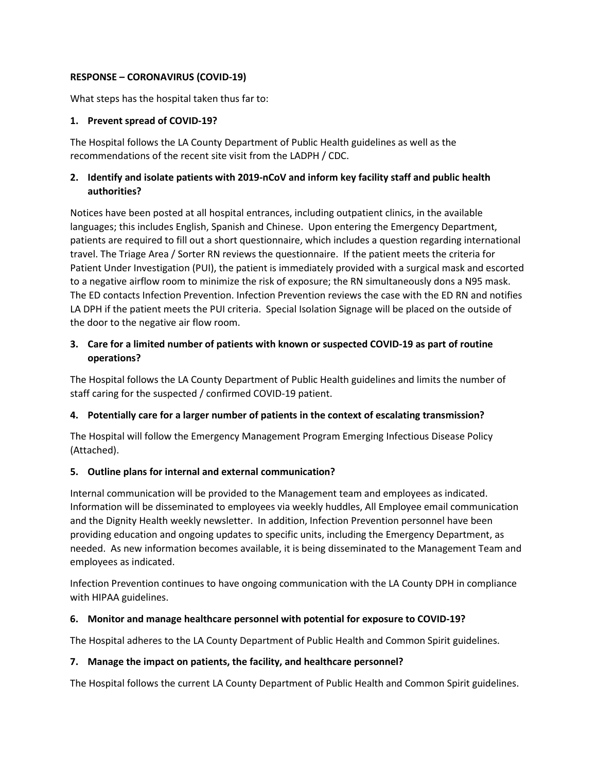**RESPONSE – CORONAVIRUS (COVID-19)**

What steps has the hospital taken thus far to:

1. **Prevent spread of COVID-19?**

The Hospital follows the LA County Department of Public Health guidelines as well as the recommendations of the recent site visit from the LADPH / CDC.

2. **Identify and isolate patients with 2019-nCoV and inform key facility staff and public health authorities?**

Notices have been posted at all hospital entrances, including outpatient clinics, in the available languages; this includes English, Spanish and Chinese. Upon entering the Emergency Department, patients are required to fill out a short questionnaire, which includes a question regarding international travel. The Triage Area / Sorter RN reviews the questionnaire. If the patient meets the criteria for Patient Under Investigation (PUI), the patient is immediately provided with a surgical mask and escorted to a negative airflow room to minimize the risk of exposure; the RN simultaneously dons a N95 mask. The ED contacts Infection Prevention. Infection Prevention reviews the case with the ED RN and notifies LA DPH if the patient meets the PUI criteria. Special Isolation Signage will be placed on the outside of the door to the negative air flow room.

3. **Care for a limited number of patients with known or suspected COVID-19 as part of routine operations?**

The Hospital follows the LA County Department of Public Health guidelines and limits the number of staff caring for the suspected / confirmed COVID-19 patient.

4. **Potentially care for a larger number of patients in the context of escalating transmission?**

The Hospital will follow the Emergency Management Program Emerging Infectious Disease Policy (Attached).

5. **Outline plans for internal and external communication?**

Internal communication will be provided to the Management team and employees as indicated. Information will be disseminated to employees via weekly huddles, All Employee email communication and the Dignity Health weekly newsletter. In addition, Infection Prevention personnel have been providing education and ongoing updates to specific units, including the Emergency Department, as needed. As new information becomes available, it is being disseminated to the Management Team and employees as indicated.

Infection Prevention continues to have ongoing communication with the LA County DPH in compliance with HIPAA guidelines.

6. **Monitor and manage healthcare personnel with potential for exposure to COVID-19?**

The Hospital adheres to the LA County Department of Public Health and Common Spirit guidelines.

7. **Manage the impact on patients, the facility, and healthcare personnel?**

The Hospital follows the current LA County Department of Public Health and Common Spirit guidelines.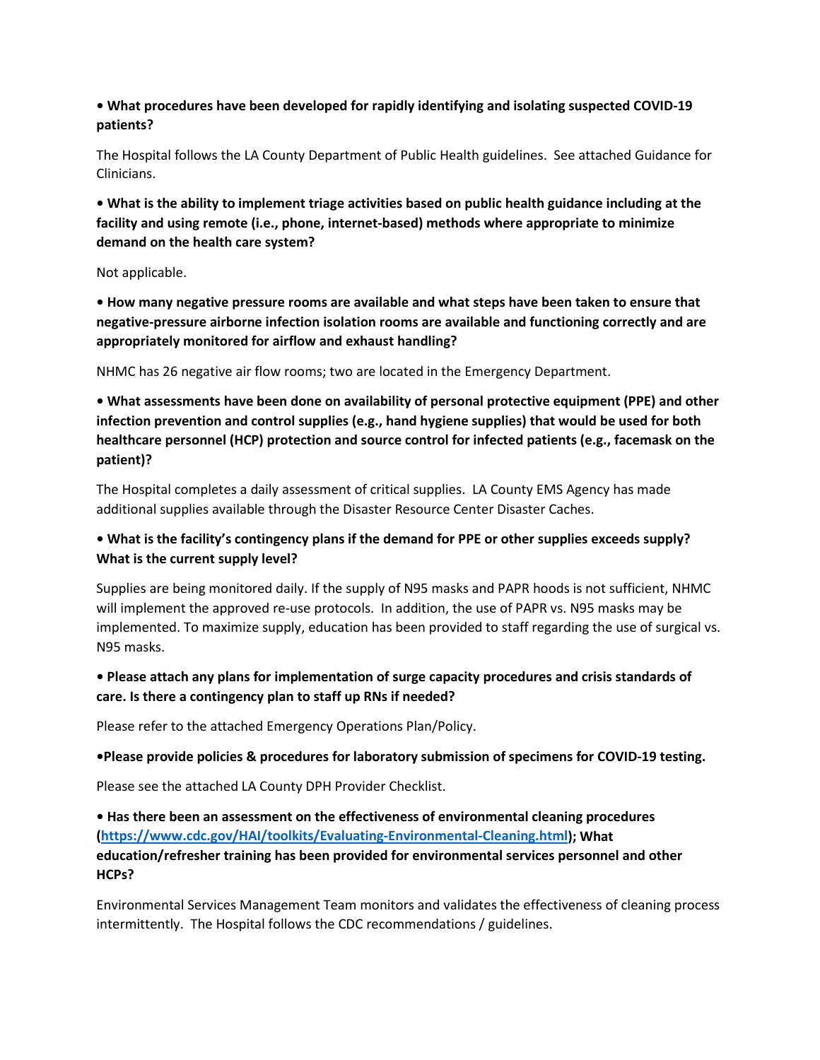**• What procedures have been developed for rapidly identifying and isolating suspected COVID-19 patients?**

The Hospital follows the LA County Department of Public Health guidelines. See attached Guidance for Clinicians.

**• What is the ability to implement triage activities based on public health guidance including at the facility and using remote (i.e., phone, internet-based) methods where appropriate to minimize demand on the health care system?**

Not applicable.

**• How many negative pressure rooms are available and what steps have been taken to ensure that negative-pressure airborne infection isolation rooms are available and functioning correctly and are appropriately monitored for airflow and exhaust handling?**

NHMC has 26 negative air flow rooms; two are located in the Emergency Department.

**• What assessments have been done on availability of personal protective equipment (PPE) and other infection prevention and control supplies (e.g., hand hygiene supplies) that would be used for both healthcare personnel (HCP) protection and source control for infected patients (e.g., facemask on the patient)?**

The Hospital completes a daily assessment of critical supplies. LA County EMS Agency has made additional supplies available through the Disaster Resource Center Disaster Caches.

**• What is the facility's contingency plans if the demand for PPE or other supplies exceeds supply? What is the current supply level?**

Supplies are being monitored daily. If the supply of N95 masks and PAPR hoods is not sufficient, NHMC will implement the approved re-use protocols. In addition, the use of PAPR vs. N95 masks may be implemented. To maximize supply, education has been provided to staff regarding the use of surgical vs. N95 masks.

**• Please attach any plans for implementation of surge capacity procedures and crisis standards of care. Is there a contingency plan to staff up RNs if needed?**

Please refer to the attached Emergency Operations Plan/Policy.

**•Please provide policies & procedures for laboratory submission of specimens for COVID-19 testing.**

Please see the attached LA County DPH Provider Checklist.

**• Has there been an assessment on the effectiveness of environmental cleaning procedures ([https://www.cdc.gov/HAI/toolkits/Evaluating-Environmental-Cleaning.html](https://www.cdc.gov/HAI/toolkits/Evaluating-Environmental-Cleaning.html)); What education/refresher training has been provided for environmental services personnel and other HCPs?**

Environmental Services Management Team monitors and validates the effectiveness of cleaning process intermittently. The Hospital follows the CDC recommendations / guidelines.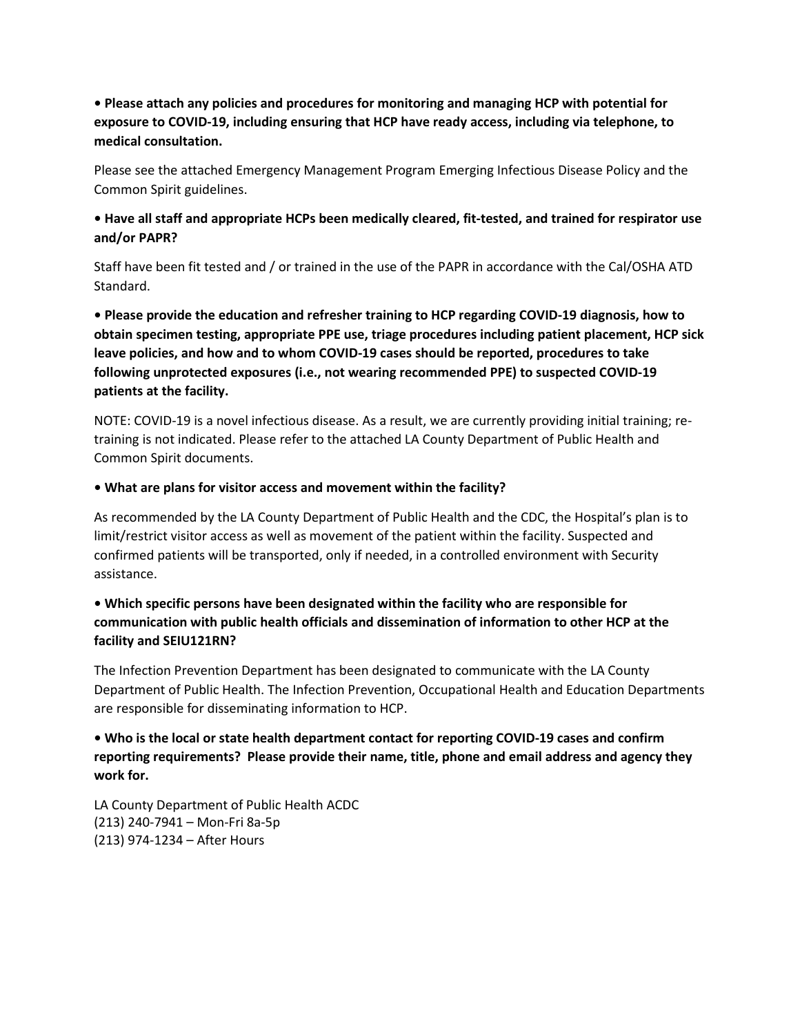**• Please attach any policies and procedures for monitoring and managing HCP with potential for exposure to COVID-19, including ensuring that HCP have ready access, including via telephone, to medical consultation.**

Please see the attached Emergency Management Program Emerging Infectious Disease Policy and the Common Spirit guidelines.

**• Have all staff and appropriate HCPs been medically cleared, fit-tested, and trained for respirator use and/or PAPR?**

Staff have been fit tested and / or trained in the use of the PAPR in accordance with the Cal/OSHA ATD Standard.

**• Please provide the education and refresher training to HCP regarding COVID-19 diagnosis, how to obtain specimen testing, appropriate PPE use, triage procedures including patient placement, HCP sick leave policies, and how and to whom COVID-19 cases should be reported, procedures to take following unprotected exposures (i.e., not wearing recommended PPE) to suspected COVID-19 patients at the facility.**

NOTE: COVID-19 is a novel infectious disease. As a result, we are currently providing initial training; re-training is not indicated. Please refer to the attached LA County Department of Public Health and Common Spirit documents.

**• What are plans for visitor access and movement within the facility?**

As recommended by the LA County Department of Public Health and the CDC, the Hospital's plan is to limit/restrict visitor access as well as movement of the patient within the facility. Suspected and confirmed patients will be transported, only if needed, in a controlled environment with Security assistance.

**• Which specific persons have been designated within the facility who are responsible for communication with public health officials and dissemination of information to other HCP at the facility and SEIU121RN?**

The Infection Prevention Department has been designated to communicate with the LA County Department of Public Health. The Infection Prevention, Occupational Health and Education Departments are responsible for disseminating information to HCP.

**• Who is the local or state health department contact for reporting COVID-19 cases and confirm reporting requirements? Please provide their name, title, phone and email address and agency they work for.**

LA County Department of Public Health ACDC
(213) 240-7941 – Mon-Fri 8a-5p
(213) 974-1234 – After Hours